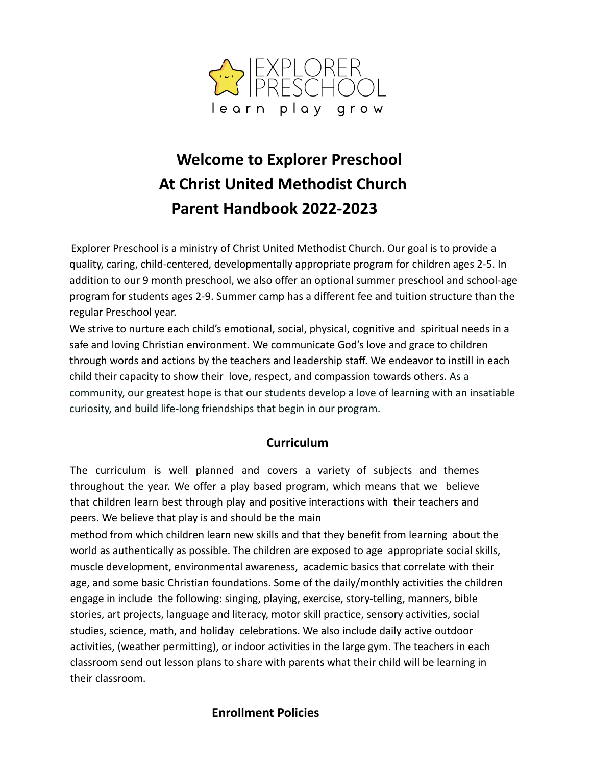EXPLORER PRESCHOOL

learn play grow

# Welcome to Explorer Preschool
# At Christ United Methodist Church
# Parent Handbook 2022-2023

Explorer Preschool is a ministry of Christ United Methodist Church. Our goal is to provide a quality, caring, child-centered, developmentally appropriate program for children ages 2-5. In addition to our 9 month preschool, we also offer an optional summer preschool and school-age program for students ages 2-9. Summer camp has a different fee and tuition structure than the regular Preschool year.

We strive to nurture each child's emotional, social, physical, cognitive and spiritual needs in a safe and loving Christian environment. We communicate God's love and grace to children through words and actions by the teachers and leadership staff. We endeavor to instill in each child their capacity to show their love, respect, and compassion towards others. As a community, our greatest hope is that our students develop a love of learning with an insatiable curiosity, and build life-long friendships that begin in our program.

## Curriculum

The curriculum is well planned and covers a variety of subjects and themes throughout the year. We offer a play based program, which means that we believe that children learn best through play and positive interactions with their teachers and peers. We believe that play is and should be the main method from which children learn new skills and that they benefit from learning about the world as authentically as possible. The children are exposed to age appropriate social skills, muscle development, environmental awareness, academic basics that correlate with their age, and some basic Christian foundations. Some of the daily/monthly activities the children engage in include the following: singing, playing, exercise, story-telling, manners, bible stories, art projects, language and literacy, motor skill practice, sensory activities, social studies, science, math, and holiday celebrations. We also include daily active outdoor activities, (weather permitting), or indoor activities in the large gym. The teachers in each classroom send out lesson plans to share with parents what their child will be learning in their classroom.

## Enrollment Policies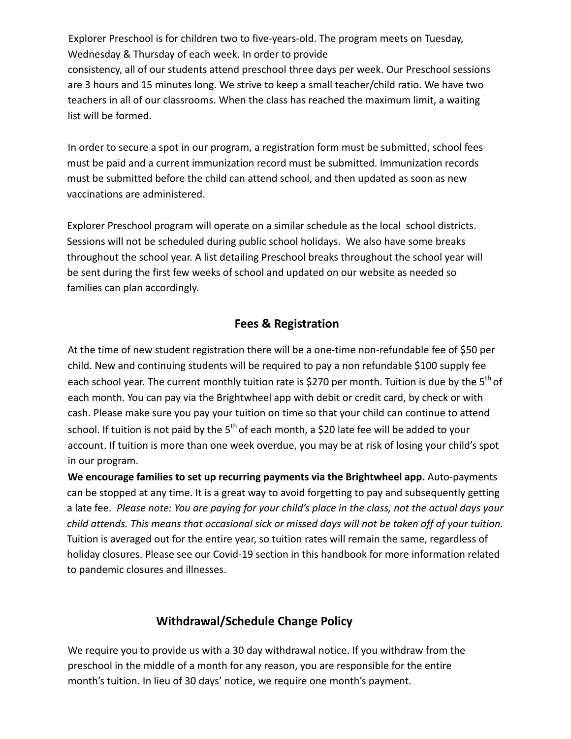Explorer Preschool is for children two to five-years-old. The program meets on Tuesday, Wednesday & Thursday of each week. In order to provide consistency, all of our students attend preschool three days per week. Our Preschool sessions are 3 hours and 15 minutes long. We strive to keep a small teacher/child ratio. We have two teachers in all of our classrooms. When the class has reached the maximum limit, a waiting list will be formed.

In order to secure a spot in our program, a registration form must be submitted, school fees must be paid and a current immunization record must be submitted. Immunization records must be submitted before the child can attend school, and then updated as soon as new vaccinations are administered.

Explorer Preschool program will operate on a similar schedule as the local school districts. Sessions will not be scheduled during public school holidays. We also have some breaks throughout the school year. A list detailing Preschool breaks throughout the school year will be sent during the first few weeks of school and updated on our website as needed so families can plan accordingly.

## Fees & Registration

At the time of new student registration there will be a one-time non-refundable fee of $50 per child. New and continuing students will be required to pay a non refundable $100 supply fee each school year. The current monthly tuition rate is $270 per month. Tuition is due by the 5th of each month. You can pay via the Brightwheel app with debit or credit card, by check or with cash. Please make sure you pay your tuition on time so that your child can continue to attend school. If tuition is not paid by the 5th of each month, a $20 late fee will be added to your account. If tuition is more than one week overdue, you may be at risk of losing your child's spot in our program.

**We encourage families to set up recurring payments via the Brightwheel app.** Auto-payments can be stopped at any time. It is a great way to avoid forgetting to pay and subsequently getting a late fee. *Please note: You are paying for your child's place in the class, not the actual days your child attends. This means that occasional sick or missed days will not be taken off of your tuition.* Tuition is averaged out for the entire year, so tuition rates will remain the same, regardless of holiday closures. Please see our Covid-19 section in this handbook for more information related to pandemic closures and illnesses.

## Withdrawal/Schedule Change Policy

We require you to provide us with a 30 day withdrawal notice. If you withdraw from the preschool in the middle of a month for any reason, you are responsible for the entire month's tuition. In lieu of 30 days' notice, we require one month's payment.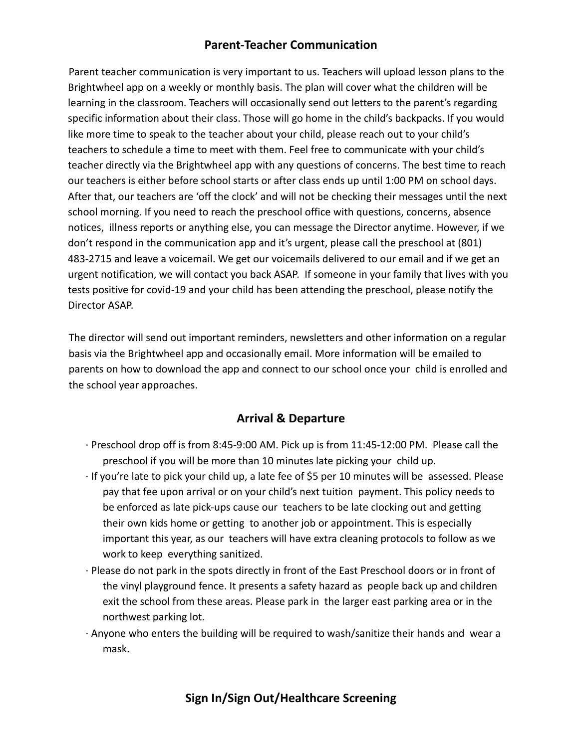## Parent-Teacher Communication

Parent teacher communication is very important to us. Teachers will upload lesson plans to the Brightwheel app on a weekly or monthly basis. The plan will cover what the children will be learning in the classroom. Teachers will occasionally send out letters to the parent's regarding specific information about their class. Those will go home in the child's backpacks. If you would like more time to speak to the teacher about your child, please reach out to your child's teachers to schedule a time to meet with them. Feel free to communicate with your child's teacher directly via the Brightwheel app with any questions of concerns. The best time to reach our teachers is either before school starts or after class ends up until 1:00 PM on school days. After that, our teachers are 'off the clock' and will not be checking their messages until the next school morning. If you need to reach the preschool office with questions, concerns, absence notices, illness reports or anything else, you can message the Director anytime. However, if we don't respond in the communication app and it's urgent, please call the preschool at (801) 483-2715 and leave a voicemail. We get our voicemails delivered to our email and if we get an urgent notification, we will contact you back ASAP. If someone in your family that lives with you tests positive for covid-19 and your child has been attending the preschool, please notify the Director ASAP.

The director will send out important reminders, newsletters and other information on a regular basis via the Brightwheel app and occasionally email. More information will be emailed to parents on how to download the app and connect to our school once your child is enrolled and the school year approaches.

## Arrival & Departure

- Preschool drop off is from 8:45-9:00 AM. Pick up is from 11:45-12:00 PM. Please call the preschool if you will be more than 10 minutes late picking your child up.
- If you're late to pick your child up, a late fee of $5 per 10 minutes will be assessed. Please pay that fee upon arrival or on your child's next tuition payment. This policy needs to be enforced as late pick-ups cause our teachers to be late clocking out and getting their own kids home or getting to another job or appointment. This is especially important this year, as our teachers will have extra cleaning protocols to follow as we work to keep everything sanitized.
- Please do not park in the spots directly in front of the East Preschool doors or in front of the vinyl playground fence. It presents a safety hazard as people back up and children exit the school from these areas. Please park in the larger east parking area or in the northwest parking lot.
- Anyone who enters the building will be required to wash/sanitize their hands and wear a mask.

## Sign In/Sign Out/Healthcare Screening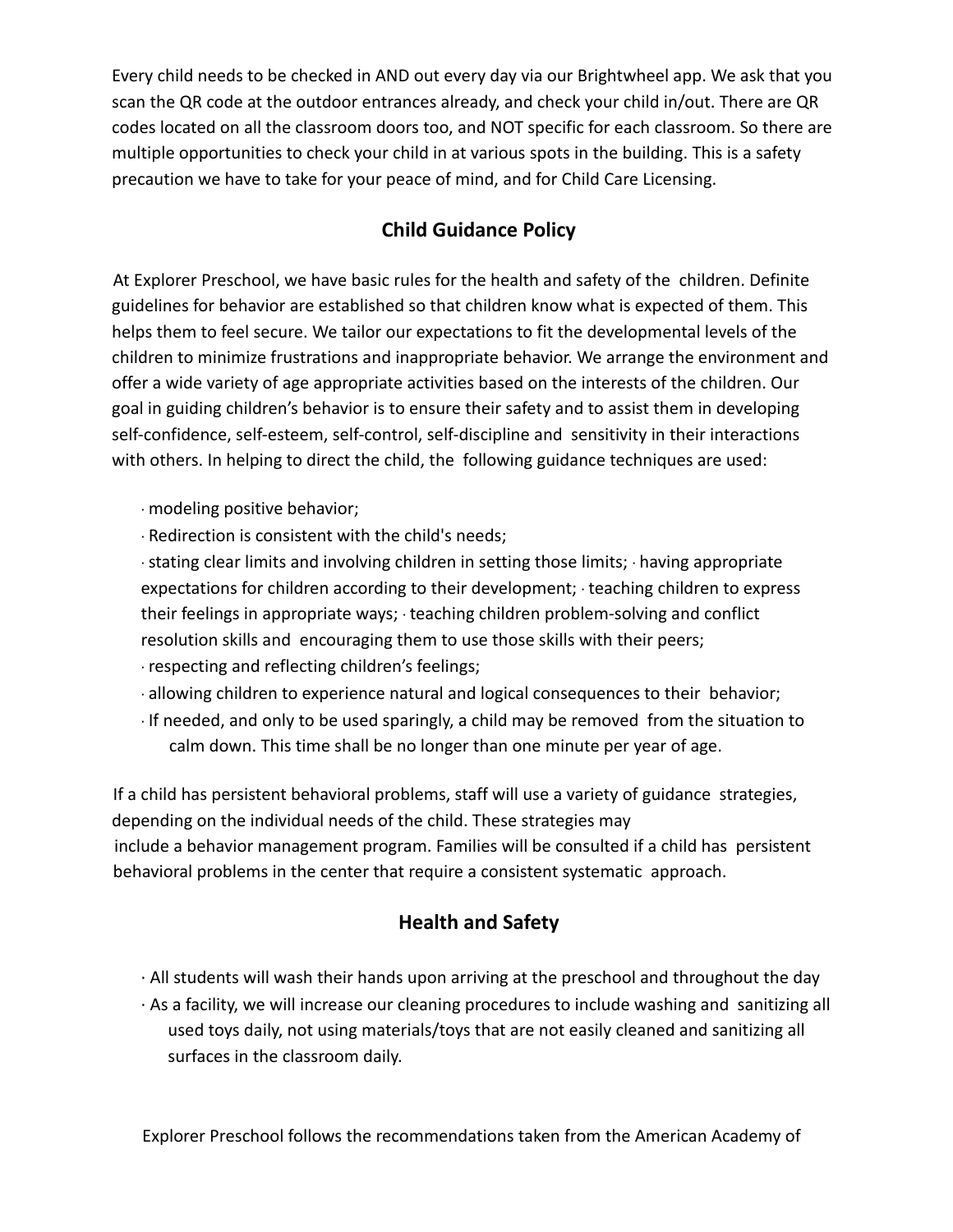Every child needs to be checked in AND out every day via our Brightwheel app. We ask that you scan the QR code at the outdoor entrances already, and check your child in/out. There are QR codes located on all the classroom doors too, and NOT specific for each classroom. So there are multiple opportunities to check your child in at various spots in the building. This is a safety precaution we have to take for your peace of mind, and for Child Care Licensing.

## Child Guidance Policy

At Explorer Preschool, we have basic rules for the health and safety of the children. Definite guidelines for behavior are established so that children know what is expected of them. This helps them to feel secure. We tailor our expectations to fit the developmental levels of the children to minimize frustrations and inappropriate behavior. We arrange the environment and offer a wide variety of age appropriate activities based on the interests of the children. Our goal in guiding children's behavior is to ensure their safety and to assist them in developing self-confidence, self-esteem, self-control, self-discipline and sensitivity in their interactions with others. In helping to direct the child, the following guidance techniques are used:

- modeling positive behavior;
- Redirection is consistent with the child's needs;
- stating clear limits and involving children in setting those limits; · having appropriate expectations for children according to their development; · teaching children to express their feelings in appropriate ways; · teaching children problem-solving and conflict resolution skills and encouraging them to use those skills with their peers;
- respecting and reflecting children's feelings;
- allowing children to experience natural and logical consequences to their behavior;
- If needed, and only to be used sparingly, a child may be removed from the situation to calm down. This time shall be no longer than one minute per year of age.

If a child has persistent behavioral problems, staff will use a variety of guidance strategies, depending on the individual needs of the child. These strategies may include a behavior management program. Families will be consulted if a child has persistent behavioral problems in the center that require a consistent systematic approach.

## Health and Safety

- All students will wash their hands upon arriving at the preschool and throughout the day
- As a facility, we will increase our cleaning procedures to include washing and sanitizing all used toys daily, not using materials/toys that are not easily cleaned and sanitizing all surfaces in the classroom daily.

Explorer Preschool follows the recommendations taken from the American Academy of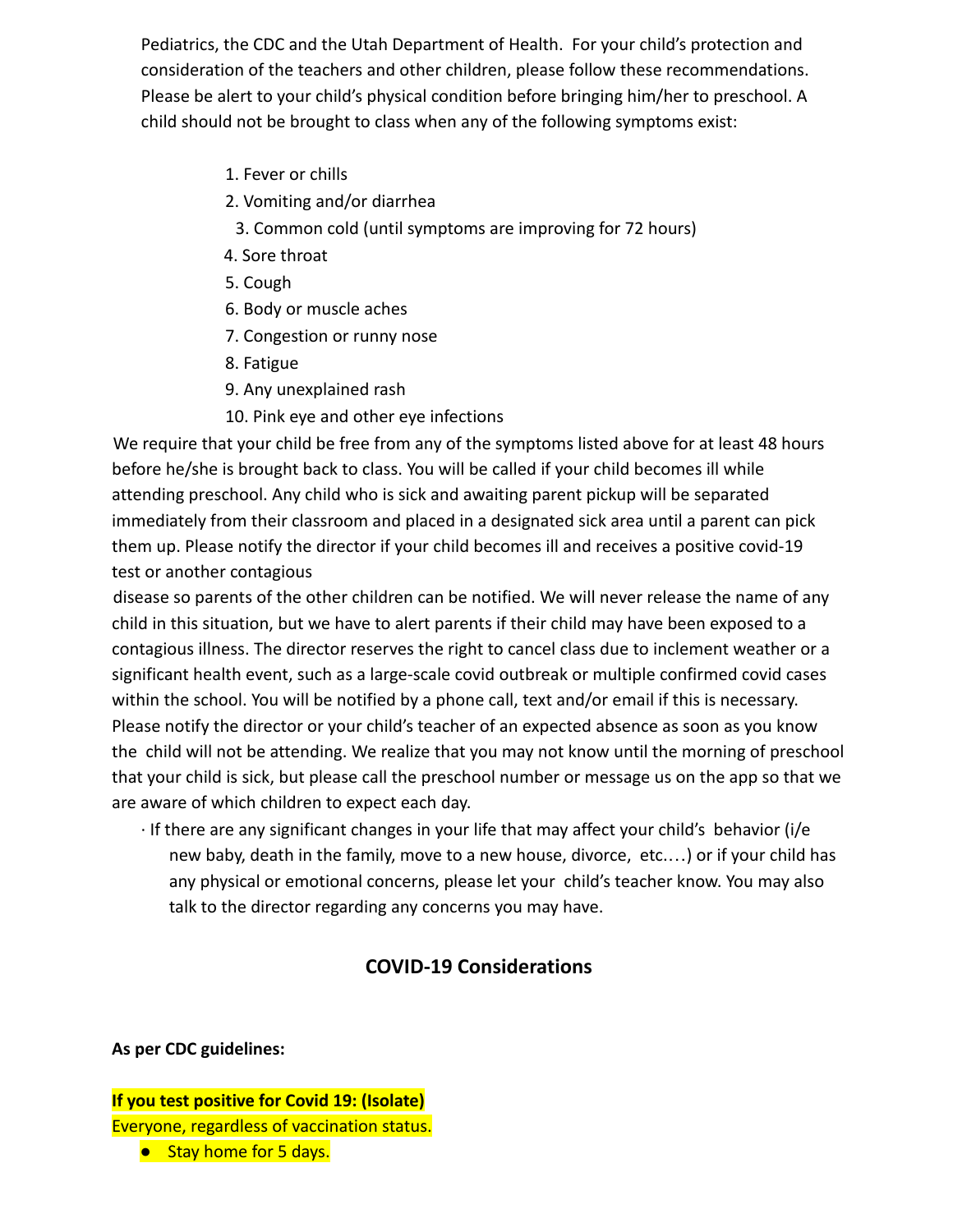Pediatrics, the CDC and the Utah Department of Health. For your child's protection and consideration of the teachers and other children, please follow these recommendations. Please be alert to your child's physical condition before bringing him/her to preschool. A child should not be brought to class when any of the following symptoms exist:

1. Fever or chills
2. Vomiting and/or diarrhea
3. Common cold (until symptoms are improving for 72 hours)
4. Sore throat
5. Cough
6. Body or muscle aches
7. Congestion or runny nose
8. Fatigue
9. Any unexplained rash
10. Pink eye and other eye infections

We require that your child be free from any of the symptoms listed above for at least 48 hours before he/she is brought back to class. You will be called if your child becomes ill while attending preschool. Any child who is sick and awaiting parent pickup will be separated immediately from their classroom and placed in a designated sick area until a parent can pick them up. Please notify the director if your child becomes ill and receives a positive covid-19 test or another contagious disease so parents of the other children can be notified. We will never release the name of any child in this situation, but we have to alert parents if their child may have been exposed to a contagious illness. The director reserves the right to cancel class due to inclement weather or a significant health event, such as a large-scale covid outbreak or multiple confirmed covid cases within the school. You will be notified by a phone call, text and/or email if this is necessary. Please notify the director or your child's teacher of an expected absence as soon as you know the child will not be attending. We realize that you may not know until the morning of preschool that your child is sick, but please call the preschool number or message us on the app so that we are aware of which children to expect each day.

- If there are any significant changes in your life that may affect your child's behavior (i/e new baby, death in the family, move to a new house, divorce, etc.…) or if your child has any physical or emotional concerns, please let your child's teacher know. You may also talk to the director regarding any concerns you may have.

## COVID-19 Considerations

**As per CDC guidelines:**

**If you test positive for Covid 19: (Isolate)**

Everyone, regardless of vaccination status.

- Stay home for 5 days.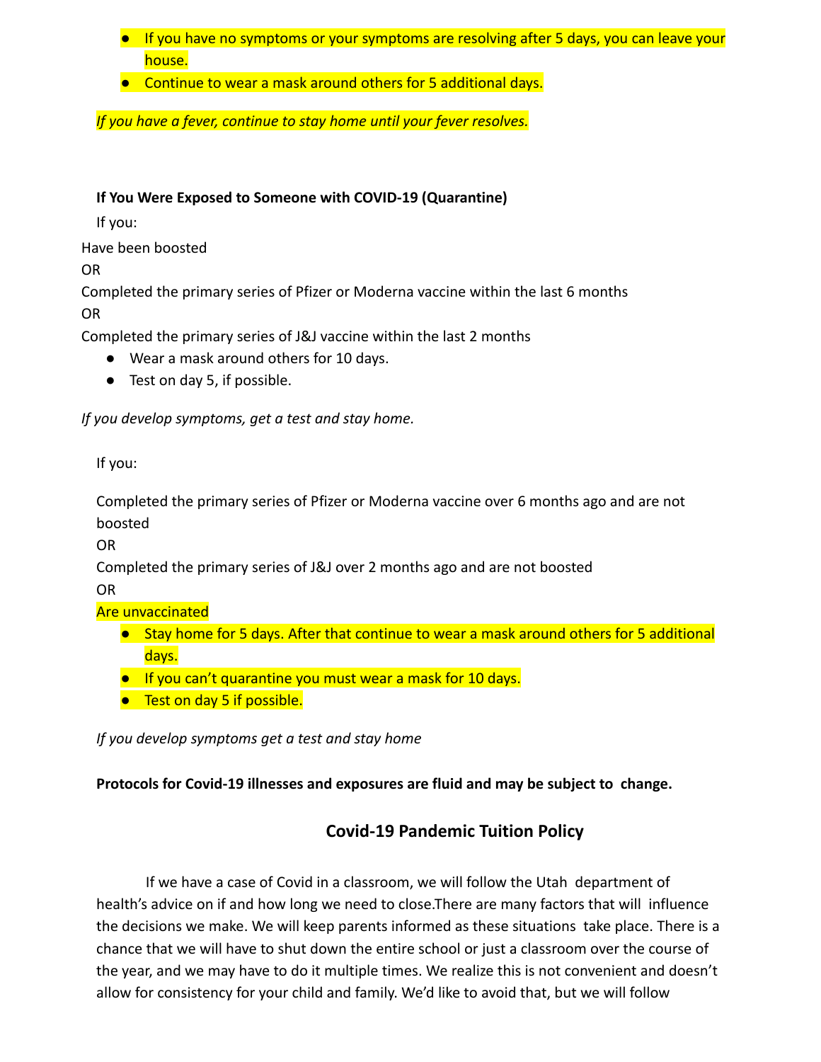- If you have no symptoms or your symptoms are resolving after 5 days, you can leave your house.
- Continue to wear a mask around others for 5 additional days.

*If you have a fever, continue to stay home until your fever resolves.*

**If You Were Exposed to Someone with COVID-19 (Quarantine)**

If you:

Have been boosted

OR

Completed the primary series of Pfizer or Moderna vaccine within the last 6 months

OR

Completed the primary series of J&J vaccine within the last 2 months

- Wear a mask around others for 10 days.
- Test on day 5, if possible.

*If you develop symptoms, get a test and stay home.*

If you:

Completed the primary series of Pfizer or Moderna vaccine over 6 months ago and are not boosted

OR

Completed the primary series of J&J over 2 months ago and are not boosted

OR

Are unvaccinated

- Stay home for 5 days. After that continue to wear a mask around others for 5 additional days.
- If you can't quarantine you must wear a mask for 10 days.
- Test on day 5 if possible.

*If you develop symptoms get a test and stay home*

**Protocols for Covid-19 illnesses and exposures are fluid and may be subject to change.**

## Covid-19 Pandemic Tuition Policy

If we have a case of Covid in a classroom, we will follow the Utah department of health's advice on if and how long we need to close.There are many factors that will influence the decisions we make. We will keep parents informed as these situations take place. There is a chance that we will have to shut down the entire school or just a classroom over the course of the year, and we may have to do it multiple times. We realize this is not convenient and doesn't allow for consistency for your child and family. We'd like to avoid that, but we will follow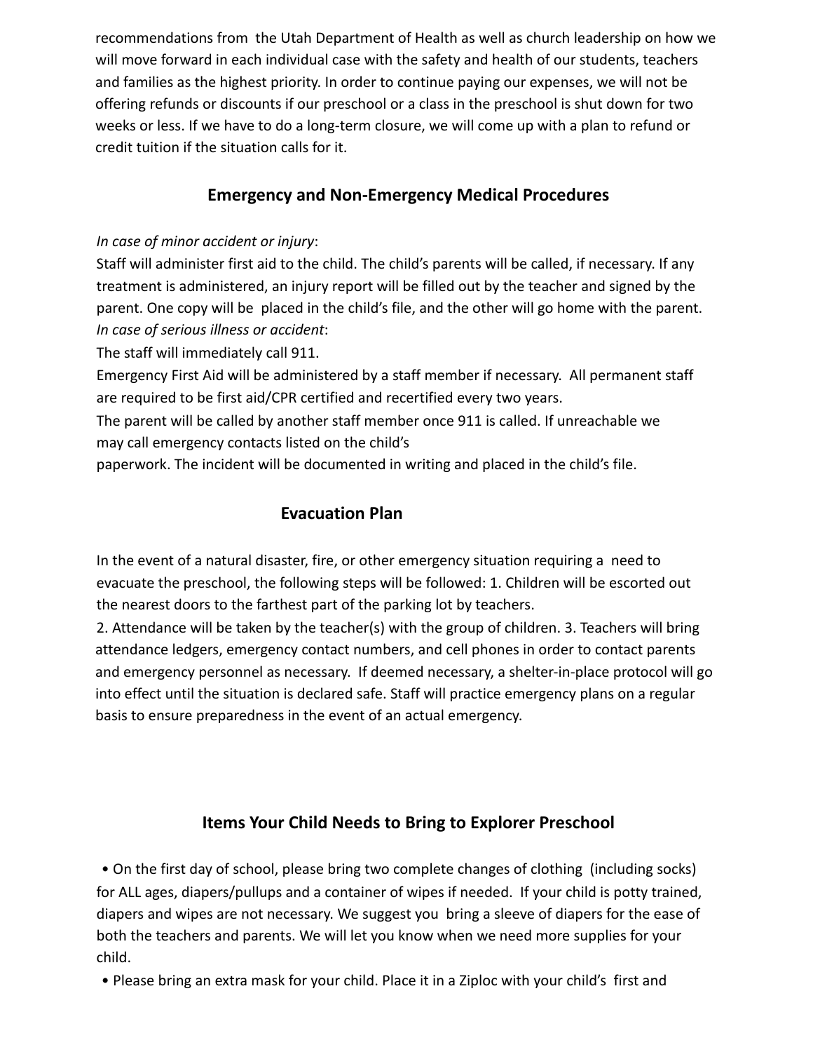recommendations from the Utah Department of Health as well as church leadership on how we will move forward in each individual case with the safety and health of our students, teachers and families as the highest priority. In order to continue paying our expenses, we will not be offering refunds or discounts if our preschool or a class in the preschool is shut down for two weeks or less. If we have to do a long-term closure, we will come up with a plan to refund or credit tuition if the situation calls for it.

## Emergency and Non-Emergency Medical Procedures

*In case of minor accident or injury*:

Staff will administer first aid to the child. The child's parents will be called, if necessary. If any treatment is administered, an injury report will be filled out by the teacher and signed by the parent. One copy will be placed in the child's file, and the other will go home with the parent.

*In case of serious illness or accident*:

The staff will immediately call 911.

Emergency First Aid will be administered by a staff member if necessary. All permanent staff are required to be first aid/CPR certified and recertified every two years.

The parent will be called by another staff member once 911 is called. If unreachable we may call emergency contacts listed on the child's paperwork. The incident will be documented in writing and placed in the child's file.

## Evacuation Plan

In the event of a natural disaster, fire, or other emergency situation requiring a need to evacuate the preschool, the following steps will be followed: 1. Children will be escorted out the nearest doors to the farthest part of the parking lot by teachers.

2. Attendance will be taken by the teacher(s) with the group of children. 3. Teachers will bring attendance ledgers, emergency contact numbers, and cell phones in order to contact parents and emergency personnel as necessary. If deemed necessary, a shelter-in-place protocol will go into effect until the situation is declared safe. Staff will practice emergency plans on a regular basis to ensure preparedness in the event of an actual emergency.

## Items Your Child Needs to Bring to Explorer Preschool

- On the first day of school, please bring two complete changes of clothing (including socks) for ALL ages, diapers/pullups and a container of wipes if needed. If your child is potty trained, diapers and wipes are not necessary. We suggest you bring a sleeve of diapers for the ease of both the teachers and parents. We will let you know when we need more supplies for your child.
- Please bring an extra mask for your child. Place it in a Ziploc with your child's first and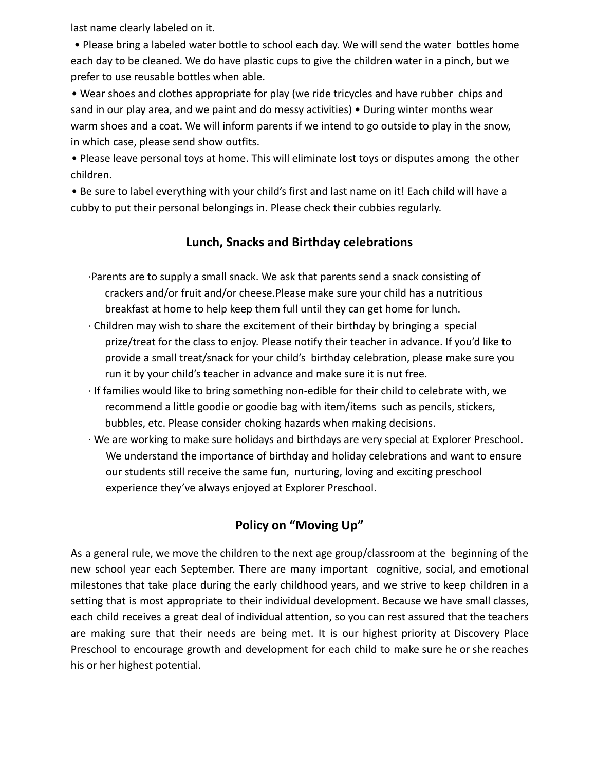last name clearly labeled on it.

- Please bring a labeled water bottle to school each day. We will send the water bottles home each day to be cleaned. We do have plastic cups to give the children water in a pinch, but we prefer to use reusable bottles when able.
- Wear shoes and clothes appropriate for play (we ride tricycles and have rubber chips and sand in our play area, and we paint and do messy activities) • During winter months wear warm shoes and a coat. We will inform parents if we intend to go outside to play in the snow, in which case, please send show outfits.
- Please leave personal toys at home. This will eliminate lost toys or disputes among the other children.
- Be sure to label everything with your child's first and last name on it! Each child will have a cubby to put their personal belongings in. Please check their cubbies regularly.

## Lunch, Snacks and Birthday celebrations

- Parents are to supply a small snack. We ask that parents send a snack consisting of crackers and/or fruit and/or cheese.Please make sure your child has a nutritious breakfast at home to help keep them full until they can get home for lunch.
- Children may wish to share the excitement of their birthday by bringing a special prize/treat for the class to enjoy. Please notify their teacher in advance. If you'd like to provide a small treat/snack for your child's birthday celebration, please make sure you run it by your child's teacher in advance and make sure it is nut free.
- If families would like to bring something non-edible for their child to celebrate with, we recommend a little goodie or goodie bag with item/items such as pencils, stickers, bubbles, etc. Please consider choking hazards when making decisions.
- We are working to make sure holidays and birthdays are very special at Explorer Preschool. We understand the importance of birthday and holiday celebrations and want to ensure our students still receive the same fun, nurturing, loving and exciting preschool experience they've always enjoyed at Explorer Preschool.

## Policy on "Moving Up"

As a general rule, we move the children to the next age group/classroom at the beginning of the new school year each September. There are many important cognitive, social, and emotional milestones that take place during the early childhood years, and we strive to keep children in a setting that is most appropriate to their individual development. Because we have small classes, each child receives a great deal of individual attention, so you can rest assured that the teachers are making sure that their needs are being met. It is our highest priority at Discovery Place Preschool to encourage growth and development for each child to make sure he or she reaches his or her highest potential.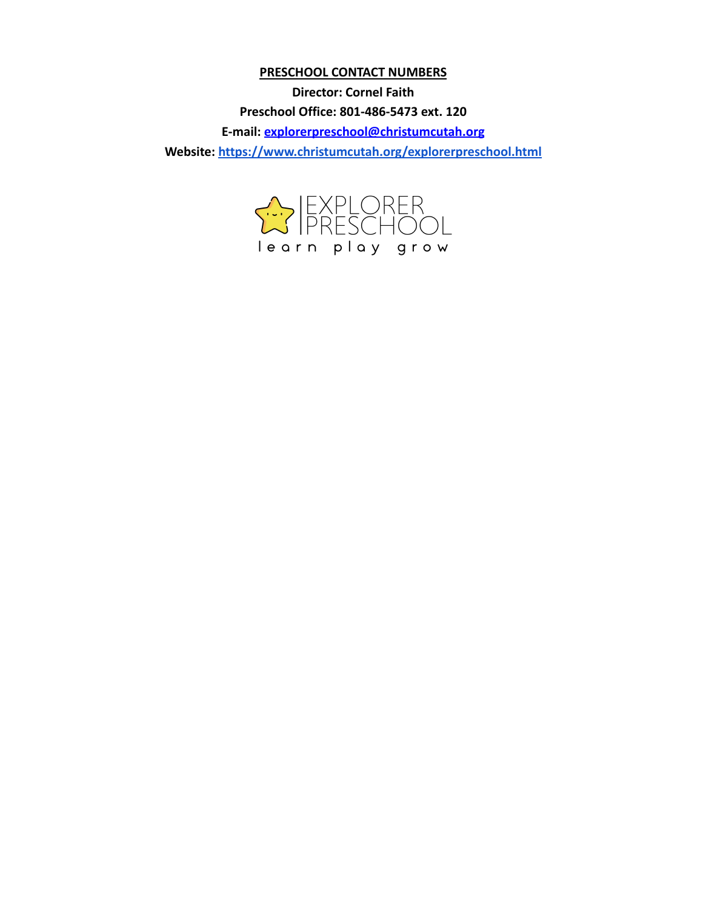**PRESCHOOL CONTACT NUMBERS**

**Director: Cornel Faith**

**Preschool Office: 801-486-5473 ext. 120**

**E-mail: [explorerpreschool@christumcutah.org](mailto:explorerpreschool@christumcutah.org)**

**Website: [https://www.christumcutah.org/explorerpreschool.html](https://www.christumcutah.org/explorerpreschool.html)**

EXPLORER PRESCHOOL

learn play grow